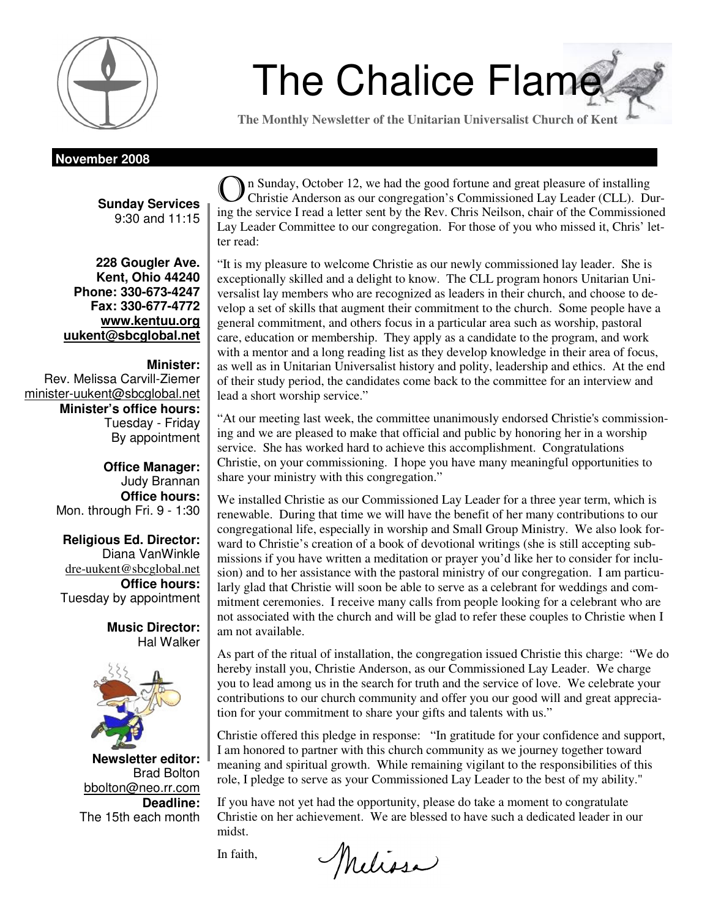# The Chalice Flame

**The Monthly Newsletter of the Unitarian Universalist Church of Kent**

**November 2008**

**Sunday Services**
9:30 and 11:15

**228 Gougler Ave.**
**Kent, Ohio 44240**
**Phone: 330-673-4247**
**Fax: 330-677-4772**
**www.kentuu.org**
**uukent@sbcglobal.net**

**Minister:**
Rev. Melissa Carvill-Ziemer
minister-uukent@sbcglobal.net
**Minister's office hours:**
Tuesday - Friday
By appointment

**Office Manager:**
Judy Brannan
**Office hours:**
Mon. through Fri. 9 - 1:30

**Religious Ed. Director:**
Diana VanWinkle
dre-uukent@sbcglobal.net
**Office hours:**
Tuesday by appointment

**Music Director:**
Hal Walker

**Newsletter editor:**
Brad Bolton
bbolton@neo.rr.com
**Deadline:**
The 15th each month

On Sunday, October 12, we had the good fortune and great pleasure of installing Christie Anderson as our congregation's Commissioned Lay Leader (CLL). During the service I read a letter sent by the Rev. Chris Neilson, chair of the Commissioned Lay Leader Committee to our congregation. For those of you who missed it, Chris' letter read:

"It is my pleasure to welcome Christie as our newly commissioned lay leader. She is exceptionally skilled and a delight to know. The CLL program honors Unitarian Universalist lay members who are recognized as leaders in their church, and choose to develop a set of skills that augment their commitment to the church. Some people have a general commitment, and others focus in a particular area such as worship, pastoral care, education or membership. They apply as a candidate to the program, and work with a mentor and a long reading list as they develop knowledge in their area of focus, as well as in Unitarian Universalist history and polity, leadership and ethics. At the end of their study period, the candidates come back to the committee for an interview and lead a short worship service."

"At our meeting last week, the committee unanimously endorsed Christie's commissioning and we are pleased to make that official and public by honoring her in a worship service. She has worked hard to achieve this accomplishment. Congratulations Christie, on your commissioning. I hope you have many meaningful opportunities to share your ministry with this congregation."

We installed Christie as our Commissioned Lay Leader for a three year term, which is renewable. During that time we will have the benefit of her many contributions to our congregational life, especially in worship and Small Group Ministry. We also look forward to Christie's creation of a book of devotional writings (she is still accepting submissions if you have written a meditation or prayer you'd like her to consider for inclusion) and to her assistance with the pastoral ministry of our congregation. I am particularly glad that Christie will soon be able to serve as a celebrant for weddings and commitment ceremonies. I receive many calls from people looking for a celebrant who are not associated with the church and will be glad to refer these couples to Christie when I am not available.

As part of the ritual of installation, the congregation issued Christie this charge: "We do hereby install you, Christie Anderson, as our Commissioned Lay Leader. We charge you to lead among us in the search for truth and the service of love. We celebrate your contributions to our church community and offer you our good will and great appreciation for your commitment to share your gifts and talents with us."

Christie offered this pledge in response: "In gratitude for your confidence and support, I am honored to partner with this church community as we journey together toward meaning and spiritual growth. While remaining vigilant to the responsibilities of this role, I pledge to serve as your Commissioned Lay Leader to the best of my ability."

If you have not yet had the opportunity, please do take a moment to congratulate Christie on her achievement. We are blessed to have such a dedicated leader in our midst.

In faith,

Melissa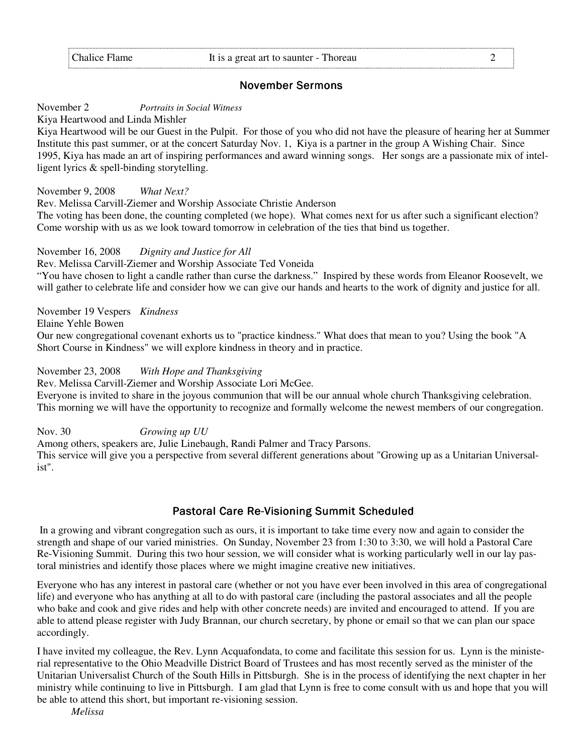## November Sermons

November 2 *Portraits in Social Witness*
Kiya Heartwood and Linda Mishler
Kiya Heartwood will be our Guest in the Pulpit. For those of you who did not have the pleasure of hearing her at Summer Institute this past summer, or at the concert Saturday Nov. 1, Kiya is a partner in the group A Wishing Chair. Since 1995, Kiya has made an art of inspiring performances and award winning songs. Her songs are a passionate mix of intelligent lyrics & spell-binding storytelling.

November 9, 2008 *What Next?*
Rev. Melissa Carvill-Ziemer and Worship Associate Christie Anderson
The voting has been done, the counting completed (we hope). What comes next for us after such a significant election? Come worship with us as we look toward tomorrow in celebration of the ties that bind us together.

November 16, 2008 *Dignity and Justice for All*
Rev. Melissa Carvill-Ziemer and Worship Associate Ted Voneida
"You have chosen to light a candle rather than curse the darkness." Inspired by these words from Eleanor Roosevelt, we will gather to celebrate life and consider how we can give our hands and hearts to the work of dignity and justice for all.

November 19 Vespers *Kindness*
Elaine Yehle Bowen
Our new congregational covenant exhorts us to "practice kindness." What does that mean to you? Using the book "A Short Course in Kindness" we will explore kindness in theory and in practice.

November 23, 2008 *With Hope and Thanksgiving*
Rev. Melissa Carvill-Ziemer and Worship Associate Lori McGee.
Everyone is invited to share in the joyous communion that will be our annual whole church Thanksgiving celebration. This morning we will have the opportunity to recognize and formally welcome the newest members of our congregation.

Nov. 30 *Growing up UU*
Among others, speakers are, Julie Linebaugh, Randi Palmer and Tracy Parsons.
This service will give you a perspective from several different generations about "Growing up as a Unitarian Universalist".

## Pastoral Care Re-Visioning Summit Scheduled

In a growing and vibrant congregation such as ours, it is important to take time every now and again to consider the strength and shape of our varied ministries. On Sunday, November 23 from 1:30 to 3:30, we will hold a Pastoral Care Re-Visioning Summit. During this two hour session, we will consider what is working particularly well in our lay pastoral ministries and identify those places where we might imagine creative new initiatives.

Everyone who has any interest in pastoral care (whether or not you have ever been involved in this area of congregational life) and everyone who has anything at all to do with pastoral care (including the pastoral associates and all the people who bake and cook and give rides and help with other concrete needs) are invited and encouraged to attend. If you are able to attend please register with Judy Brannan, our church secretary, by phone or email so that we can plan our space accordingly.

I have invited my colleague, the Rev. Lynn Acquafondata, to come and facilitate this session for us. Lynn is the ministerial representative to the Ohio Meadville District Board of Trustees and has most recently served as the minister of the Unitarian Universalist Church of the South Hills in Pittsburgh. She is in the process of identifying the next chapter in her ministry while continuing to live in Pittsburgh. I am glad that Lynn is free to come consult with us and hope that you will be able to attend this short, but important re-visioning session.

*Melissa*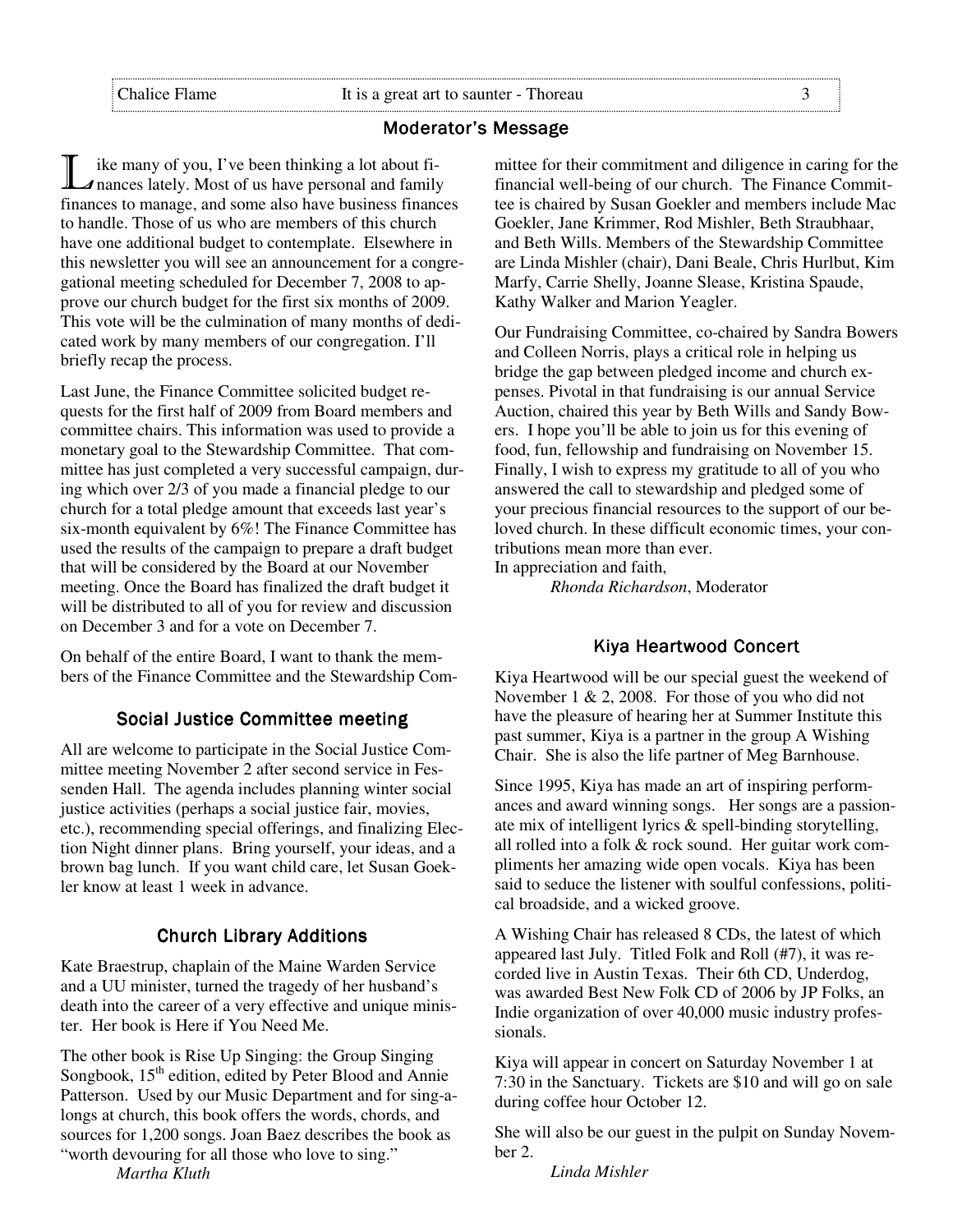## Moderator's Message

Like many of you, I've been thinking a lot about finances lately. Most of us have personal and family finances to manage, and some also have business finances to handle. Those of us who are members of this church have one additional budget to contemplate. Elsewhere in this newsletter you will see an announcement for a congregational meeting scheduled for December 7, 2008 to approve our church budget for the first six months of 2009. This vote will be the culmination of many months of dedicated work by many members of our congregation. I'll briefly recap the process.

Last June, the Finance Committee solicited budget requests for the first half of 2009 from Board members and committee chairs. This information was used to provide a monetary goal to the Stewardship Committee. That committee has just completed a very successful campaign, during which over 2/3 of you made a financial pledge to our church for a total pledge amount that exceeds last year's six-month equivalent by 6%! The Finance Committee has used the results of the campaign to prepare a draft budget that will be considered by the Board at our November meeting. Once the Board has finalized the draft budget it will be distributed to all of you for review and discussion on December 3 and for a vote on December 7.

On behalf of the entire Board, I want to thank the members of the Finance Committee and the Stewardship Committee for their commitment and diligence in caring for the financial well-being of our church. The Finance Committee is chaired by Susan Goekler and members include Mac Goekler, Jane Krimmer, Rod Mishler, Beth Straubhaar, and Beth Wills. Members of the Stewardship Committee are Linda Mishler (chair), Dani Beale, Chris Hurlbut, Kim Marfy, Carrie Shelly, Joanne Slease, Kristina Spaude, Kathy Walker and Marion Yeagler.

Our Fundraising Committee, co-chaired by Sandra Bowers and Colleen Norris, plays a critical role in helping us bridge the gap between pledged income and church expenses. Pivotal in that fundraising is our annual Service Auction, chaired this year by Beth Wills and Sandy Bowers. I hope you'll be able to join us for this evening of food, fun, fellowship and fundraising on November 15. Finally, I wish to express my gratitude to all of you who answered the call to stewardship and pledged some of your precious financial resources to the support of our beloved church. In these difficult economic times, your contributions mean more than ever.

In appreciation and faith,

*Rhonda Richardson*, Moderator

## Social Justice Committee meeting

All are welcome to participate in the Social Justice Committee meeting November 2 after second service in Fessenden Hall. The agenda includes planning winter social justice activities (perhaps a social justice fair, movies, etc.), recommending special offerings, and finalizing Election Night dinner plans. Bring yourself, your ideas, and a brown bag lunch. If you want child care, let Susan Goekler know at least 1 week in advance.

## Church Library Additions

Kate Braestrup, chaplain of the Maine Warden Service and a UU minister, turned the tragedy of her husband's death into the career of a very effective and unique minister. Her book is Here if You Need Me.

The other book is Rise Up Singing: the Group Singing Songbook, 15th edition, edited by Peter Blood and Annie Patterson. Used by our Music Department and for sing-alongs at church, this book offers the words, chords, and sources for 1,200 songs. Joan Baez describes the book as "worth devouring for all those who love to sing."

*Martha Kluth*

## Kiya Heartwood Concert

Kiya Heartwood will be our special guest the weekend of November 1 & 2, 2008. For those of you who did not have the pleasure of hearing her at Summer Institute this past summer, Kiya is a partner in the group A Wishing Chair. She is also the life partner of Meg Barnhouse.

Since 1995, Kiya has made an art of inspiring performances and award winning songs. Her songs are a passionate mix of intelligent lyrics & spell-binding storytelling, all rolled into a folk & rock sound. Her guitar work compliments her amazing wide open vocals. Kiya has been said to seduce the listener with soulful confessions, political broadside, and a wicked groove.

A Wishing Chair has released 8 CDs, the latest of which appeared last July. Titled Folk and Roll (#7), it was recorded live in Austin Texas. Their 6th CD, Underdog, was awarded Best New Folk CD of 2006 by JP Folks, an Indie organization of over 40,000 music industry professionals.

Kiya will appear in concert on Saturday November 1 at 7:30 in the Sanctuary. Tickets are $10 and will go on sale during coffee hour October 12.

She will also be our guest in the pulpit on Sunday November 2.

*Linda Mishler*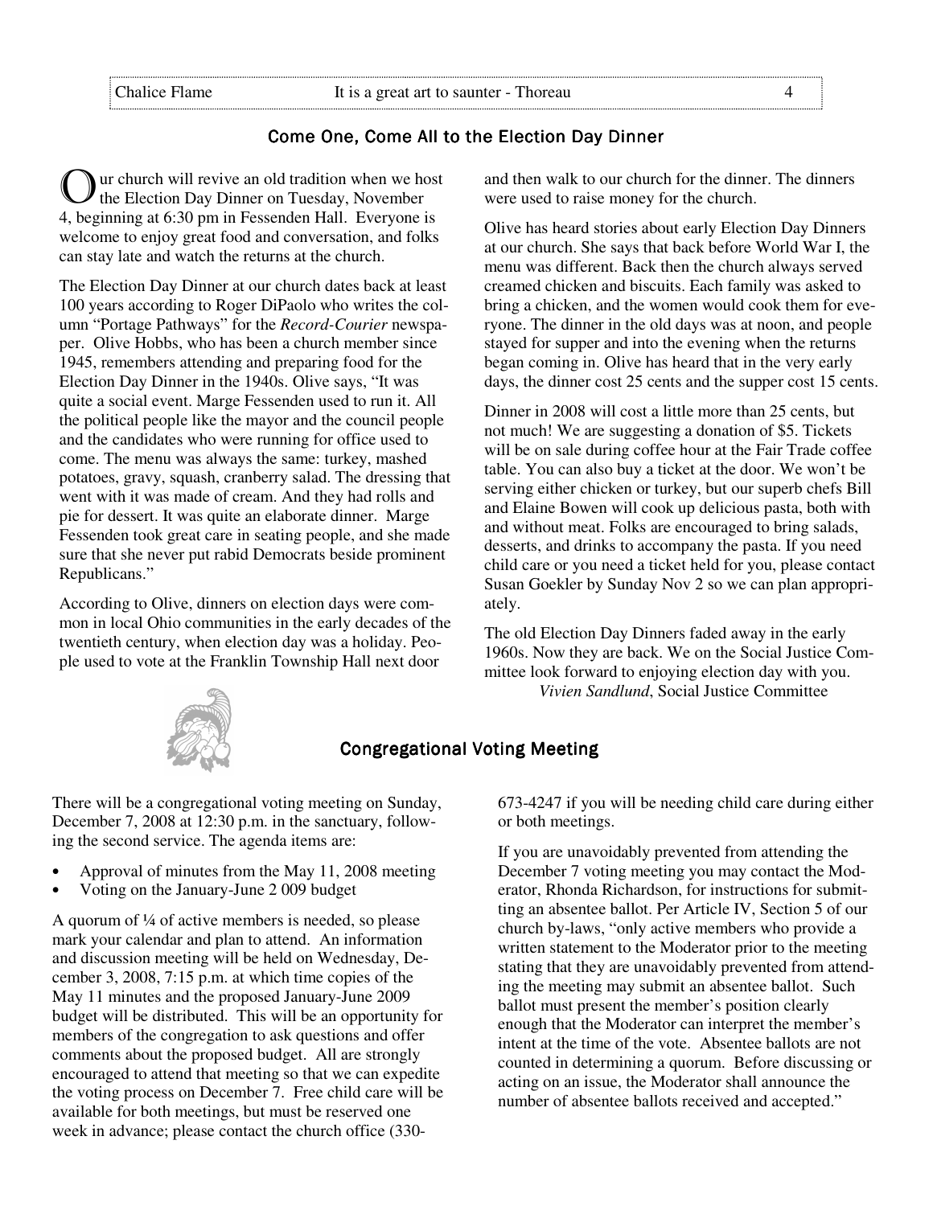## Come One, Come All to the Election Day Dinner

Our church will revive an old tradition when we host the Election Day Dinner on Tuesday, November 4, beginning at 6:30 pm in Fessenden Hall. Everyone is welcome to enjoy great food and conversation, and folks can stay late and watch the returns at the church.

The Election Day Dinner at our church dates back at least 100 years according to Roger DiPaolo who writes the column "Portage Pathways" for the *Record-Courier* newspaper. Olive Hobbs, who has been a church member since 1945, remembers attending and preparing food for the Election Day Dinner in the 1940s. Olive says, "It was quite a social event. Marge Fessenden used to run it. All the political people like the mayor and the council people and the candidates who were running for office used to come. The menu was always the same: turkey, mashed potatoes, gravy, squash, cranberry salad. The dressing that went with it was made of cream. And they had rolls and pie for dessert. It was quite an elaborate dinner. Marge Fessenden took great care in seating people, and she made sure that she never put rabid Democrats beside prominent Republicans."

According to Olive, dinners on election days were common in local Ohio communities in the early decades of the twentieth century, when election day was a holiday. People used to vote at the Franklin Township Hall next door and then walk to our church for the dinner. The dinners were used to raise money for the church.

Olive has heard stories about early Election Day Dinners at our church. She says that back before World War I, the menu was different. Back then the church always served creamed chicken and biscuits. Each family was asked to bring a chicken, and the women would cook them for everyone. The dinner in the old days was at noon, and people stayed for supper and into the evening when the returns began coming in. Olive has heard that in the very early days, the dinner cost 25 cents and the supper cost 15 cents.

Dinner in 2008 will cost a little more than 25 cents, but not much! We are suggesting a donation of $5. Tickets will be on sale during coffee hour at the Fair Trade coffee table. You can also buy a ticket at the door. We won't be serving either chicken or turkey, but our superb chefs Bill and Elaine Bowen will cook up delicious pasta, both with and without meat. Folks are encouraged to bring salads, desserts, and drinks to accompany the pasta. If you need child care or you need a ticket held for you, please contact Susan Goekler by Sunday Nov 2 so we can plan appropriately.

The old Election Day Dinners faded away in the early 1960s. Now they are back. We on the Social Justice Committee look forward to enjoying election day with you.

*Vivien Sandlund*, Social Justice Committee

## Congregational Voting Meeting

There will be a congregational voting meeting on Sunday, December 7, 2008 at 12:30 p.m. in the sanctuary, following the second service. The agenda items are:

- Approval of minutes from the May 11, 2008 meeting
- Voting on the January-June 2 009 budget

A quorum of ¼ of active members is needed, so please mark your calendar and plan to attend. An information and discussion meeting will be held on Wednesday, December 3, 2008, 7:15 p.m. at which time copies of the May 11 minutes and the proposed January-June 2009 budget will be distributed. This will be an opportunity for members of the congregation to ask questions and offer comments about the proposed budget. All are strongly encouraged to attend that meeting so that we can expedite the voting process on December 7. Free child care will be available for both meetings, but must be reserved one week in advance; please contact the church office (330-673-4247 if you will be needing child care during either or both meetings.

If you are unavoidably prevented from attending the December 7 voting meeting you may contact the Moderator, Rhonda Richardson, for instructions for submitting an absentee ballot. Per Article IV, Section 5 of our church by-laws, "only active members who provide a written statement to the Moderator prior to the meeting stating that they are unavoidably prevented from attending the meeting may submit an absentee ballot. Such ballot must present the member's position clearly enough that the Moderator can interpret the member's intent at the time of the vote. Absentee ballots are not counted in determining a quorum. Before discussing or acting on an issue, the Moderator shall announce the number of absentee ballots received and accepted."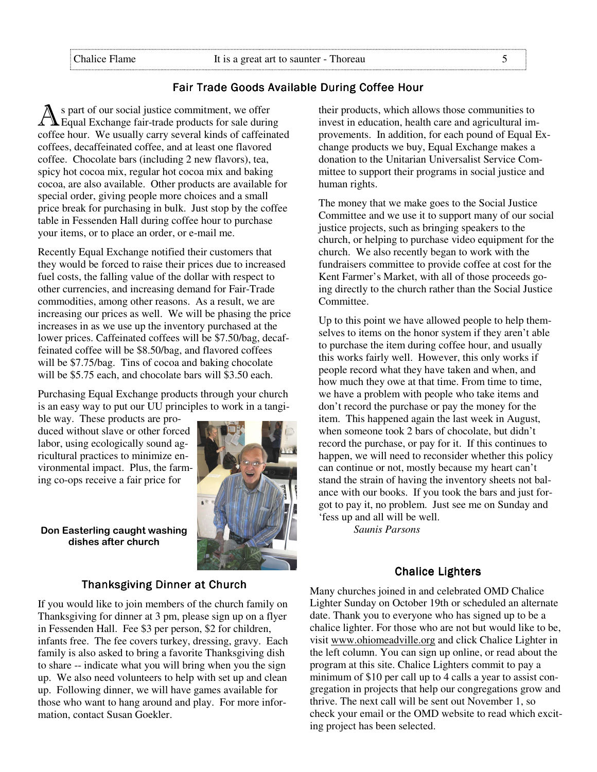## Fair Trade Goods Available During Coffee Hour

As part of our social justice commitment, we offer Equal Exchange fair-trade products for sale during coffee hour. We usually carry several kinds of caffeinated coffees, decaffeinated coffee, and at least one flavored coffee. Chocolate bars (including 2 new flavors), tea, spicy hot cocoa mix, regular hot cocoa mix and baking cocoa, are also available. Other products are available for special order, giving people more choices and a small price break for purchasing in bulk. Just stop by the coffee table in Fessenden Hall during coffee hour to purchase your items, or to place an order, or e-mail me.

Recently Equal Exchange notified their customers that they would be forced to raise their prices due to increased fuel costs, the falling value of the dollar with respect to other currencies, and increasing demand for Fair-Trade commodities, among other reasons. As a result, we are increasing our prices as well. We will be phasing the price increases in as we use up the inventory purchased at the lower prices. Caffeinated coffees will be $7.50/bag, decaffeinated coffee will be $8.50/bag, and flavored coffees will be $7.75/bag. Tins of cocoa and baking chocolate will be $5.75 each, and chocolate bars will $3.50 each.

Purchasing Equal Exchange products through your church is an easy way to put our UU principles to work in a tangible way. These products are produced without slave or other forced labor, using ecologically sound agricultural practices to minimize environmental impact. Plus, the farming co-ops receive a fair price for their products, which allows those communities to invest in education, health care and agricultural improvements. In addition, for each pound of Equal Exchange products we buy, Equal Exchange makes a donation to the Unitarian Universalist Service Committee to support their programs in social justice and human rights.

The money that we make goes to the Social Justice Committee and we use it to support many of our social justice projects, such as bringing speakers to the church, or helping to purchase video equipment for the church. We also recently began to work with the fundraisers committee to provide coffee at cost for the Kent Farmer's Market, with all of those proceeds going directly to the church rather than the Social Justice Committee.

Up to this point we have allowed people to help themselves to items on the honor system if they aren't able to purchase the item during coffee hour, and usually this works fairly well. However, this only works if people record what they have taken and when, and how much they owe at that time. From time to time, we have a problem with people who take items and don't record the purchase or pay the money for the item. This happened again the last week in August, when someone took 2 bars of chocolate, but didn't record the purchase, or pay for it. If this continues to happen, we will need to reconsider whether this policy can continue or not, mostly because my heart can't stand the strain of having the inventory sheets not balance with our books. If you took the bars and just forgot to pay it, no problem. Just see me on Sunday and 'fess up and all will be well.

*Saunis Parsons*

**Don Easterling caught washing dishes after church**

## Thanksgiving Dinner at Church

If you would like to join members of the church family on Thanksgiving for dinner at 3 pm, please sign up on a flyer in Fessenden Hall. Fee $3 per person, $2 for children, infants free. The fee covers turkey, dressing, gravy. Each family is also asked to bring a favorite Thanksgiving dish to share -- indicate what you will bring when you the sign up. We also need volunteers to help with set up and clean up. Following dinner, we will have games available for those who want to hang around and play. For more information, contact Susan Goekler.

## Chalice Lighters

Many churches joined in and celebrated OMD Chalice Lighter Sunday on October 19th or scheduled an alternate date. Thank you to everyone who has signed up to be a chalice lighter. For those who are not but would like to be, visit www.ohiomeadville.org and click Chalice Lighter in the left column. You can sign up online, or read about the program at this site. Chalice Lighters commit to pay a minimum of $10 per call up to 4 calls a year to assist congregation in projects that help our congregations grow and thrive. The next call will be sent out November 1, so check your email or the OMD website to read which exciting project has been selected.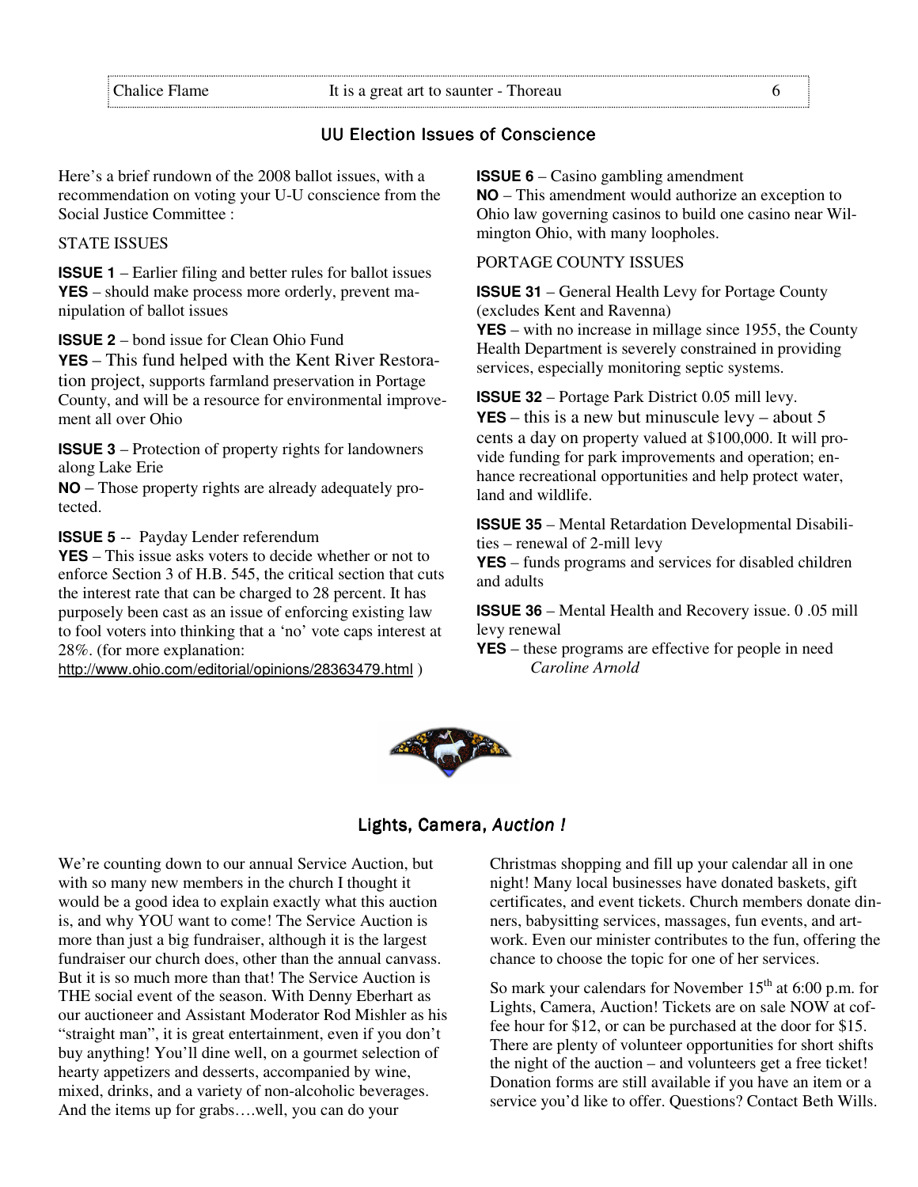## UU Election Issues of Conscience

Here's a brief rundown of the 2008 ballot issues, with a recommendation on voting your U-U conscience from the Social Justice Committee :

STATE ISSUES

**ISSUE 1** – Earlier filing and better rules for ballot issues
**YES** – should make process more orderly, prevent manipulation of ballot issues

**ISSUE 2** – bond issue for Clean Ohio Fund
**YES** – This fund helped with the Kent River Restoration project, supports farmland preservation in Portage County, and will be a resource for environmental improvement all over Ohio

**ISSUE 3** – Protection of property rights for landowners along Lake Erie
**NO** – Those property rights are already adequately protected.

**ISSUE 5** -- Payday Lender referendum
**YES** – This issue asks voters to decide whether or not to enforce Section 3 of H.B. 545, the critical section that cuts the interest rate that can be charged to 28 percent. It has purposely been cast as an issue of enforcing existing law to fool voters into thinking that a 'no' vote caps interest at 28%. (for more explanation: http://www.ohio.com/editorial/opinions/28363479.html )

**ISSUE 6** – Casino gambling amendment
**NO** – This amendment would authorize an exception to Ohio law governing casinos to build one casino near Wilmington Ohio, with many loopholes.

PORTAGE COUNTY ISSUES

**ISSUE 31** – General Health Levy for Portage County (excludes Kent and Ravenna)
**YES** – with no increase in millage since 1955, the County Health Department is severely constrained in providing services, especially monitoring septic systems.

**ISSUE 32** – Portage Park District 0.05 mill levy.
**YES** – this is a new but minuscule levy – about 5 cents a day on property valued at $100,000. It will provide funding for park improvements and operation; enhance recreational opportunities and help protect water, land and wildlife.

**ISSUE 35** – Mental Retardation Developmental Disabilities – renewal of 2-mill levy
**YES** – funds programs and services for disabled children and adults

**ISSUE 36** – Mental Health and Recovery issue. 0 .05 mill levy renewal
**YES** – these programs are effective for people in need

*Caroline Arnold*

## Lights, Camera, *Auction !*

We're counting down to our annual Service Auction, but with so many new members in the church I thought it would be a good idea to explain exactly what this auction is, and why YOU want to come! The Service Auction is more than just a big fundraiser, although it is the largest fundraiser our church does, other than the annual canvass. But it is so much more than that! The Service Auction is THE social event of the season. With Denny Eberhart as our auctioneer and Assistant Moderator Rod Mishler as his "straight man", it is great entertainment, even if you don't buy anything! You'll dine well, on a gourmet selection of hearty appetizers and desserts, accompanied by wine, mixed, drinks, and a variety of non-alcoholic beverages. And the items up for grabs….well, you can do your Christmas shopping and fill up your calendar all in one night! Many local businesses have donated baskets, gift certificates, and event tickets. Church members donate dinners, babysitting services, massages, fun events, and artwork. Even our minister contributes to the fun, offering the chance to choose the topic for one of her services.

So mark your calendars for November 15th at 6:00 p.m. for Lights, Camera, Auction! Tickets are on sale NOW at coffee hour for $12, or can be purchased at the door for $15. There are plenty of volunteer opportunities for short shifts the night of the auction – and volunteers get a free ticket! Donation forms are still available if you have an item or a service you'd like to offer. Questions? Contact Beth Wills.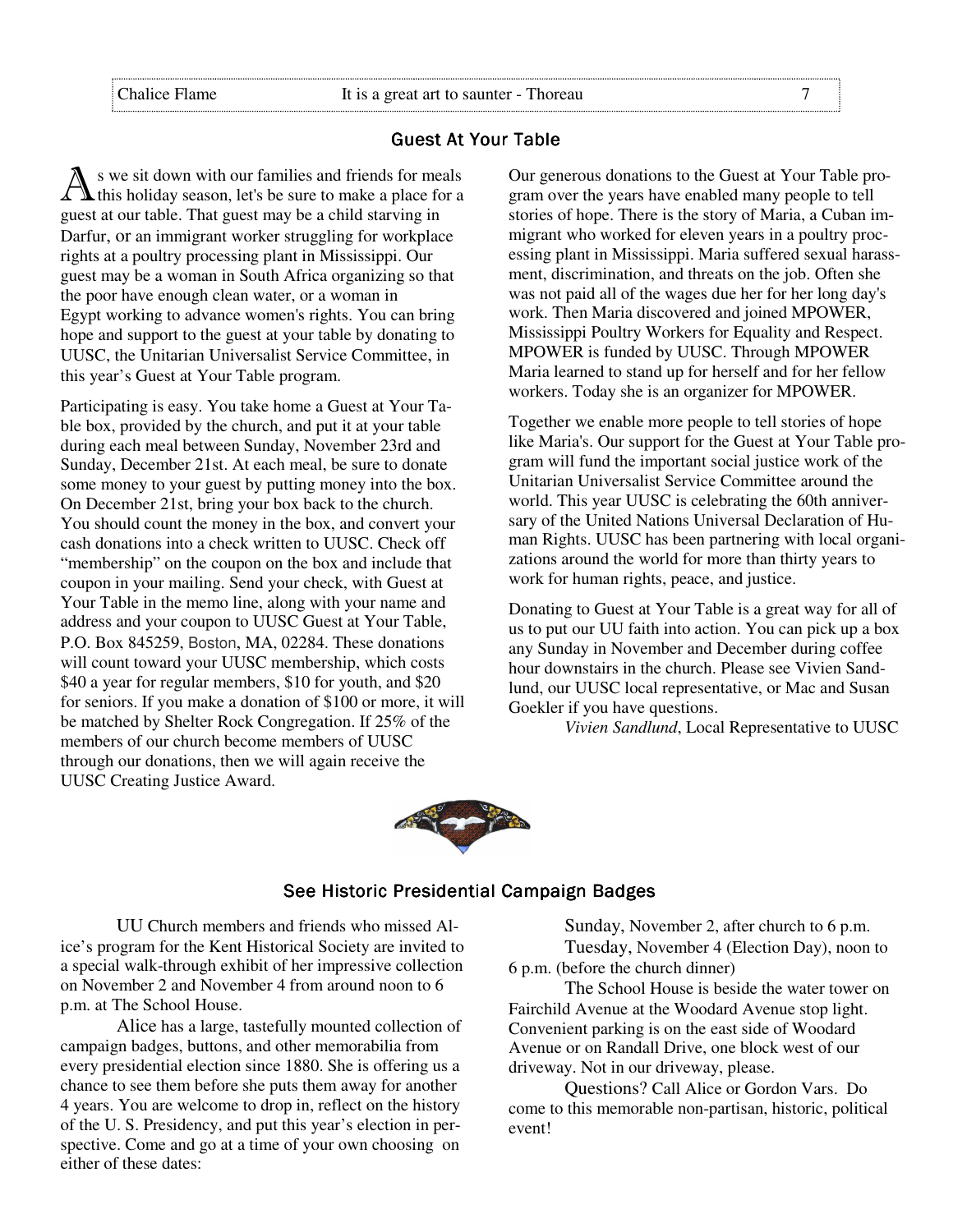## Guest At Your Table

As we sit down with our families and friends for meals this holiday season, let's be sure to make a place for a guest at our table. That guest may be a child starving in Darfur, or an immigrant worker struggling for workplace rights at a poultry processing plant in Mississippi. Our guest may be a woman in South Africa organizing so that the poor have enough clean water, or a woman in Egypt working to advance women's rights. You can bring hope and support to the guest at your table by donating to UUSC, the Unitarian Universalist Service Committee, in this year's Guest at Your Table program.

Participating is easy. You take home a Guest at Your Table box, provided by the church, and put it at your table during each meal between Sunday, November 23rd and Sunday, December 21st. At each meal, be sure to donate some money to your guest by putting money into the box. On December 21st, bring your box back to the church. You should count the money in the box, and convert your cash donations into a check written to UUSC. Check off "membership" on the coupon on the box and include that coupon in your mailing. Send your check, with Guest at Your Table in the memo line, along with your name and address and your coupon to UUSC Guest at Your Table, P.O. Box 845259, Boston, MA, 02284. These donations will count toward your UUSC membership, which costs $40 a year for regular members, $10 for youth, and $20 for seniors. If you make a donation of $100 or more, it will be matched by Shelter Rock Congregation. If 25% of the members of our church become members of UUSC through our donations, then we will again receive the UUSC Creating Justice Award.

Our generous donations to the Guest at Your Table program over the years have enabled many people to tell stories of hope. There is the story of Maria, a Cuban immigrant who worked for eleven years in a poultry processing plant in Mississippi. Maria suffered sexual harassment, discrimination, and threats on the job. Often she was not paid all of the wages due her for her long day's work. Then Maria discovered and joined MPOWER, Mississippi Poultry Workers for Equality and Respect. MPOWER is funded by UUSC. Through MPOWER Maria learned to stand up for herself and for her fellow workers. Today she is an organizer for MPOWER.

Together we enable more people to tell stories of hope like Maria's. Our support for the Guest at Your Table program will fund the important social justice work of the Unitarian Universalist Service Committee around the world. This year UUSC is celebrating the 60th anniversary of the United Nations Universal Declaration of Human Rights. UUSC has been partnering with local organizations around the world for more than thirty years to work for human rights, peace, and justice.

Donating to Guest at Your Table is a great way for all of us to put our UU faith into action. You can pick up a box any Sunday in November and December during coffee hour downstairs in the church. Please see Vivien Sandlund, our UUSC local representative, or Mac and Susan Goekler if you have questions.

*Vivien Sandlund*, Local Representative to UUSC

## See Historic Presidential Campaign Badges

UU Church members and friends who missed Alice's program for the Kent Historical Society are invited to a special walk-through exhibit of her impressive collection on November 2 and November 4 from around noon to 6 p.m. at The School House.

Alice has a large, tastefully mounted collection of campaign badges, buttons, and other memorabilia from every presidential election since 1880. She is offering us a chance to see them before she puts them away for another 4 years. You are welcome to drop in, reflect on the history of the U. S. Presidency, and put this year's election in perspective. Come and go at a time of your own choosing on either of these dates:

Sunday, November 2, after church to 6 p.m.

Tuesday, November 4 (Election Day), noon to 6 p.m. (before the church dinner)

The School House is beside the water tower on Fairchild Avenue at the Woodard Avenue stop light. Convenient parking is on the east side of Woodard Avenue or on Randall Drive, one block west of our driveway. Not in our driveway, please.

Questions? Call Alice or Gordon Vars. Do come to this memorable non-partisan, historic, political event!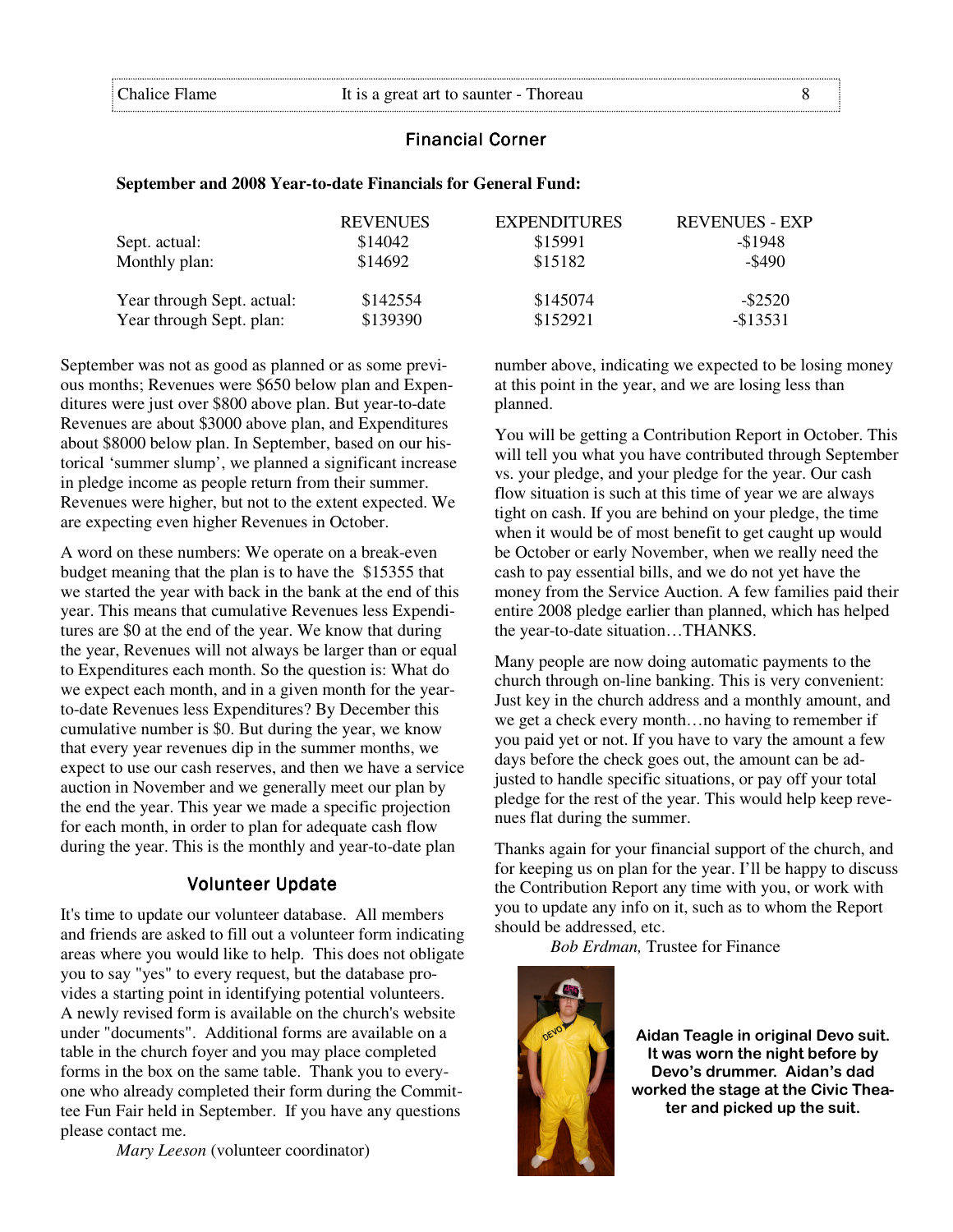## Financial Corner

**September and 2008 Year-to-date Financials for General Fund:**

| | REVENUES | EXPENDITURES | REVENUES - EXP |
|---|---|---|---|
| Sept. actual: | $14042 | $15991 | -$1948 |
| Monthly plan: | $14692 | $15182 | -$490 |
| Year through Sept. actual: | $142554 | $145074 | -$2520 |
| Year through Sept. plan: | $139390 | $152921 | -$13531 |

September was not as good as planned or as some previous months; Revenues were $650 below plan and Expenditures were just over $800 above plan. But year-to-date Revenues are about $3000 above plan, and Expenditures about $8000 below plan. In September, based on our historical 'summer slump', we planned a significant increase in pledge income as people return from their summer. Revenues were higher, but not to the extent expected. We are expecting even higher Revenues in October.

A word on these numbers: We operate on a break-even budget meaning that the plan is to have the $15355 that we started the year with back in the bank at the end of this year. This means that cumulative Revenues less Expenditures are $0 at the end of the year. We know that during the year, Revenues will not always be larger than or equal to Expenditures each month. So the question is: What do we expect each month, and in a given month for the year-to-date Revenues less Expenditures? By December this cumulative number is $0. But during the year, we know that every year revenues dip in the summer months, we expect to use our cash reserves, and then we have a service auction in November and we generally meet our plan by the end the year. This year we made a specific projection for each month, in order to plan for adequate cash flow during the year. This is the monthly and year-to-date plan number above, indicating we expected to be losing money at this point in the year, and we are losing less than planned.

You will be getting a Contribution Report in October. This will tell you what you have contributed through September vs. your pledge, and your pledge for the year. Our cash flow situation is such at this time of year we are always tight on cash. If you are behind on your pledge, the time when it would be of most benefit to get caught up would be October or early November, when we really need the cash to pay essential bills, and we do not yet have the money from the Service Auction. A few families paid their entire 2008 pledge earlier than planned, which has helped the year-to-date situation…THANKS.

Many people are now doing automatic payments to the church through on-line banking. This is very convenient: Just key in the church address and a monthly amount, and we get a check every month…no having to remember if you paid yet or not. If you have to vary the amount a few days before the check goes out, the amount can be adjusted to handle specific situations, or pay off your total pledge for the rest of the year. This would help keep revenues flat during the summer.

Thanks again for your financial support of the church, and for keeping us on plan for the year. I'll be happy to discuss the Contribution Report any time with you, or work with you to update any info on it, such as to whom the Report should be addressed, etc.

*Bob Erdman,* Trustee for Finance

## Volunteer Update

It's time to update our volunteer database. All members and friends are asked to fill out a volunteer form indicating areas where you would like to help. This does not obligate you to say "yes" to every request, but the database provides a starting point in identifying potential volunteers. A newly revised form is available on the church's website under "documents". Additional forms are available on a table in the church foyer and you may place completed forms in the box on the same table. Thank you to everyone who already completed their form during the Committee Fun Fair held in September. If you have any questions please contact me.

*Mary Leeson* (volunteer coordinator)

**Aidan Teagle in original Devo suit. It was worn the night before by Devo's drummer. Aidan's dad worked the stage at the Civic Theater and picked up the suit.**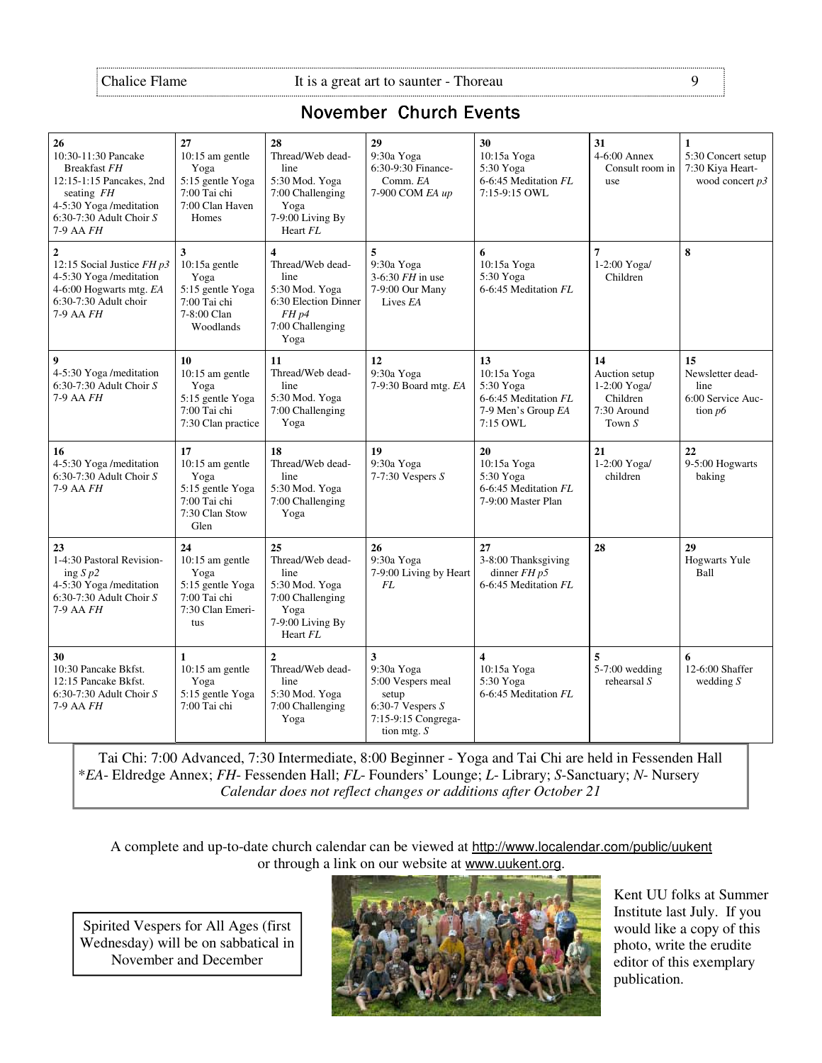## November Church Events

| | | | | | | |
|---|---|---|---|---|---|---|
| **26** 10:30-11:30 Pancake Breakfast *FH* 12:15-1:15 Pancakes, 2nd seating *FH* 4-5:30 Yoga /meditation 6:30-7:30 Adult Choir *S* 7-9 AA *FH* | **27** 10:15 am gentle Yoga 5:15 gentle Yoga 7:00 Tai chi 7:00 Clan Haven Homes | **28** Thread/Web deadline 5:30 Mod. Yoga 7:00 Challenging Yoga 7-9:00 Living By Heart *FL* | **29** 9:30a Yoga 6:30-9:30 Finance-Comm. *EA* 7-900 COM *EA up* | **30** 10:15a Yoga 5:30 Yoga 6-6:45 Meditation *FL* 7:15-9:15 OWL | **31** 4-6:00 Annex Consult room in use | **1** 5:30 Concert setup 7:30 Kiya Heartwood concert *p3* |
| **2** 12:15 Social Justice *FH p3* 4-5:30 Yoga /meditation 4-6:00 Hogwarts mtg. *EA* 6:30-7:30 Adult choir 7-9 AA *FH* | **3** 10:15a gentle Yoga 5:15 gentle Yoga 7:00 Tai chi 7-8:00 Clan Woodlands | **4** Thread/Web deadline 5:30 Mod. Yoga 6:30 Election Dinner *FH p4* 7:00 Challenging Yoga | **5** 9:30a Yoga 3-6:30 *FH* in use 7-9:00 Our Many Lives *EA* | **6** 10:15a Yoga 5:30 Yoga 6-6:45 Meditation *FL* | **7** 1-2:00 Yoga/ Children | **8** |
| **9** 4-5:30 Yoga /meditation 6:30-7:30 Adult Choir *S* 7-9 AA *FH* | **10** 10:15 am gentle Yoga 5:15 gentle Yoga 7:00 Tai chi 7:30 Clan practice | **11** Thread/Web deadline 5:30 Mod. Yoga 7:00 Challenging Yoga | **12** 9:30a Yoga 7-9:30 Board mtg. *EA* | **13** 10:15a Yoga 5:30 Yoga 6-6:45 Meditation *FL* 7-9 Men's Group *EA* 7:15 OWL | **14** Auction setup 1-2:00 Yoga/ Children 7:30 Around Town *S* | **15** Newsletter deadline 6:00 Service Auction *p6* |
| **16** 4-5:30 Yoga /meditation 6:30-7:30 Adult Choir *S* 7-9 AA *FH* | **17** 10:15 am gentle Yoga 5:15 gentle Yoga 7:00 Tai chi 7:30 Clan Stow Glen | **18** Thread/Web deadline 5:30 Mod. Yoga 7:00 Challenging Yoga | **19** 9:30a Yoga 7-7:30 Vespers *S* | **20** 10:15a Yoga 5:30 Yoga 6-6:45 Meditation *FL* 7-9:00 Master Plan | **21** 1-2:00 Yoga/ children | **22** 9-5:00 Hogwarts baking |
| **23** 1-4:30 Pastoral Revisioning *S p2* 4-5:30 Yoga /meditation 6:30-7:30 Adult Choir *S* 7-9 AA *FH* | **24** 10:15 am gentle Yoga 5:15 gentle Yoga 7:00 Tai chi 7:30 Clan Emeritus | **25** Thread/Web deadline 5:30 Mod. Yoga 7:00 Challenging Yoga 7-9:00 Living By Heart *FL* | **26** 9:30a Yoga 7-9:00 Living by Heart *FL* | **27** 3-8:00 Thanksgiving dinner *FH p5* 6-6:45 Meditation *FL* | **28** | **29** Hogwarts Yule Ball |
| **30** 10:30 Pancake Bkfst. 12:15 Pancake Bkfst. 6:30-7:30 Adult Choir *S* 7-9 AA *FH* | **1** 10:15 am gentle Yoga 5:15 gentle Yoga 7:00 Tai chi | **2** Thread/Web deadline 5:30 Mod. Yoga 7:00 Challenging Yoga | **3** 9:30a Yoga 5:00 Vespers meal setup 6:30-7 Vespers *S* 7:15-9:15 Congregation mtg. *S* | **4** 10:15a Yoga 5:30 Yoga 6-6:45 Meditation *FL* | **5** 5-7:00 wedding rehearsal *S* | **6** 12-6:00 Shaffer wedding *S* |

Tai Chi: 7:00 Advanced, 7:30 Intermediate, 8:00 Beginner - Yoga and Tai Chi are held in Fessenden Hall
**EA*- Eldredge Annex; *FH*- Fessenden Hall; *FL*- Founders' Lounge; *L*- Library; *S*-Sanctuary; *N*- Nursery
*Calendar does not reflect changes or additions after October 21*

A complete and up-to-date church calendar can be viewed at http://www.localendar.com/public/uukent or through a link on our website at www.uukent.org.

Spirited Vespers for All Ages (first Wednesday) will be on sabbatical in November and December

Kent UU folks at Summer Institute last July. If you would like a copy of this photo, write the erudite editor of this exemplary publication.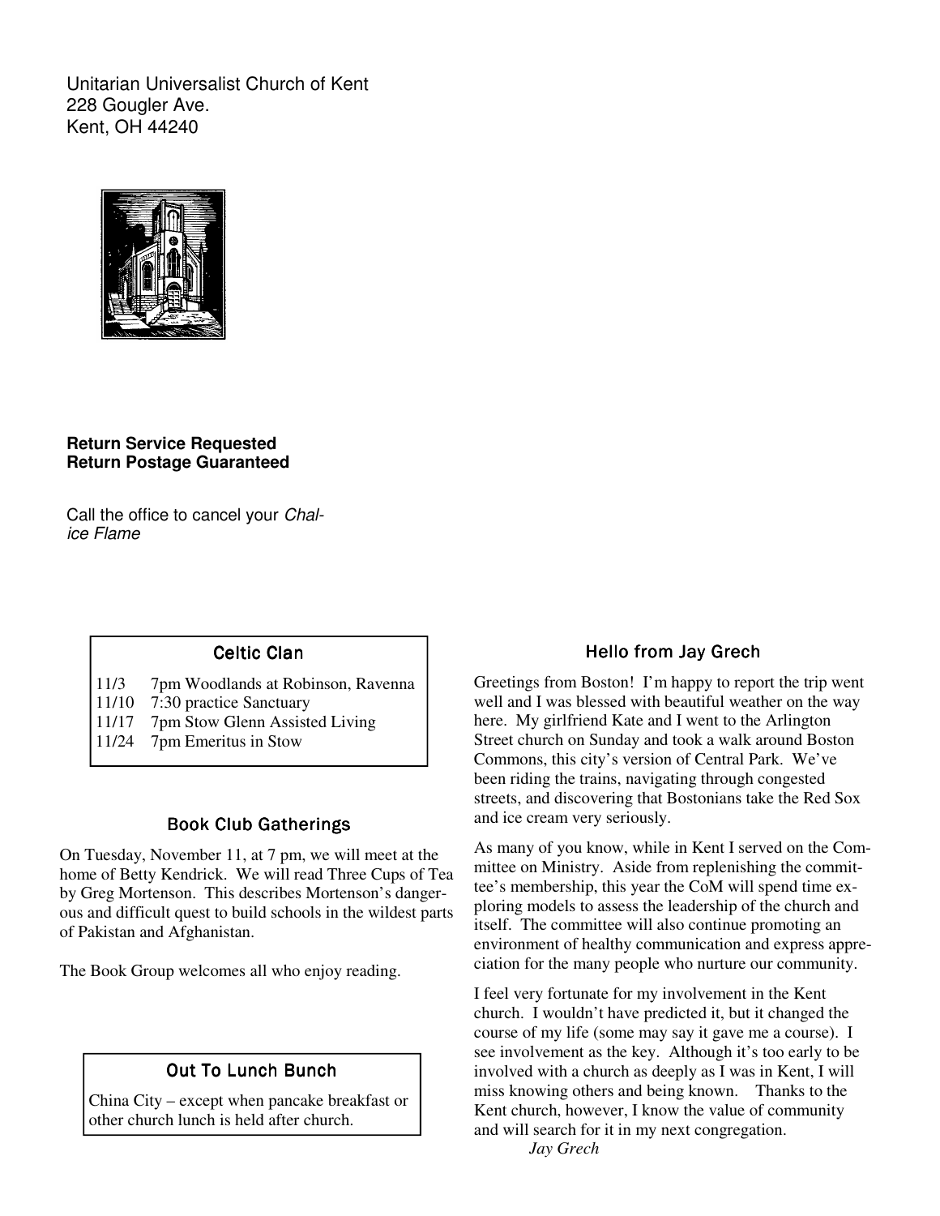Unitarian Universalist Church of Kent
228 Gougler Ave.
Kent, OH 44240

**Return Service Requested**
**Return Postage Guaranteed**

Call the office to cancel your *Chalice Flame*

### Celtic Clan

| | |
|---|---|
| 11/3 | 7pm Woodlands at Robinson, Ravenna |
| 11/10 | 7:30 practice Sanctuary |
| 11/17 | 7pm Stow Glenn Assisted Living |
| 11/24 | 7pm Emeritus in Stow |

### Book Club Gatherings

On Tuesday, November 11, at 7 pm, we will meet at the home of Betty Kendrick. We will read Three Cups of Tea by Greg Mortenson. This describes Mortenson's dangerous and difficult quest to build schools in the wildest parts of Pakistan and Afghanistan.

The Book Group welcomes all who enjoy reading.

### Out To Lunch Bunch

China City – except when pancake breakfast or other church lunch is held after church.

### Hello from Jay Grech

Greetings from Boston! I'm happy to report the trip went well and I was blessed with beautiful weather on the way here. My girlfriend Kate and I went to the Arlington Street church on Sunday and took a walk around Boston Commons, this city's version of Central Park. We've been riding the trains, navigating through congested streets, and discovering that Bostonians take the Red Sox and ice cream very seriously.

As many of you know, while in Kent I served on the Committee on Ministry. Aside from replenishing the committee's membership, this year the CoM will spend time exploring models to assess the leadership of the church and itself. The committee will also continue promoting an environment of healthy communication and express appreciation for the many people who nurture our community.

I feel very fortunate for my involvement in the Kent church. I wouldn't have predicted it, but it changed the course of my life (some may say it gave me a course). I see involvement as the key. Although it's too early to be involved with a church as deeply as I was in Kent, I will miss knowing others and being known. Thanks to the Kent church, however, I know the value of community and will search for it in my next congregation.

*Jay Grech*